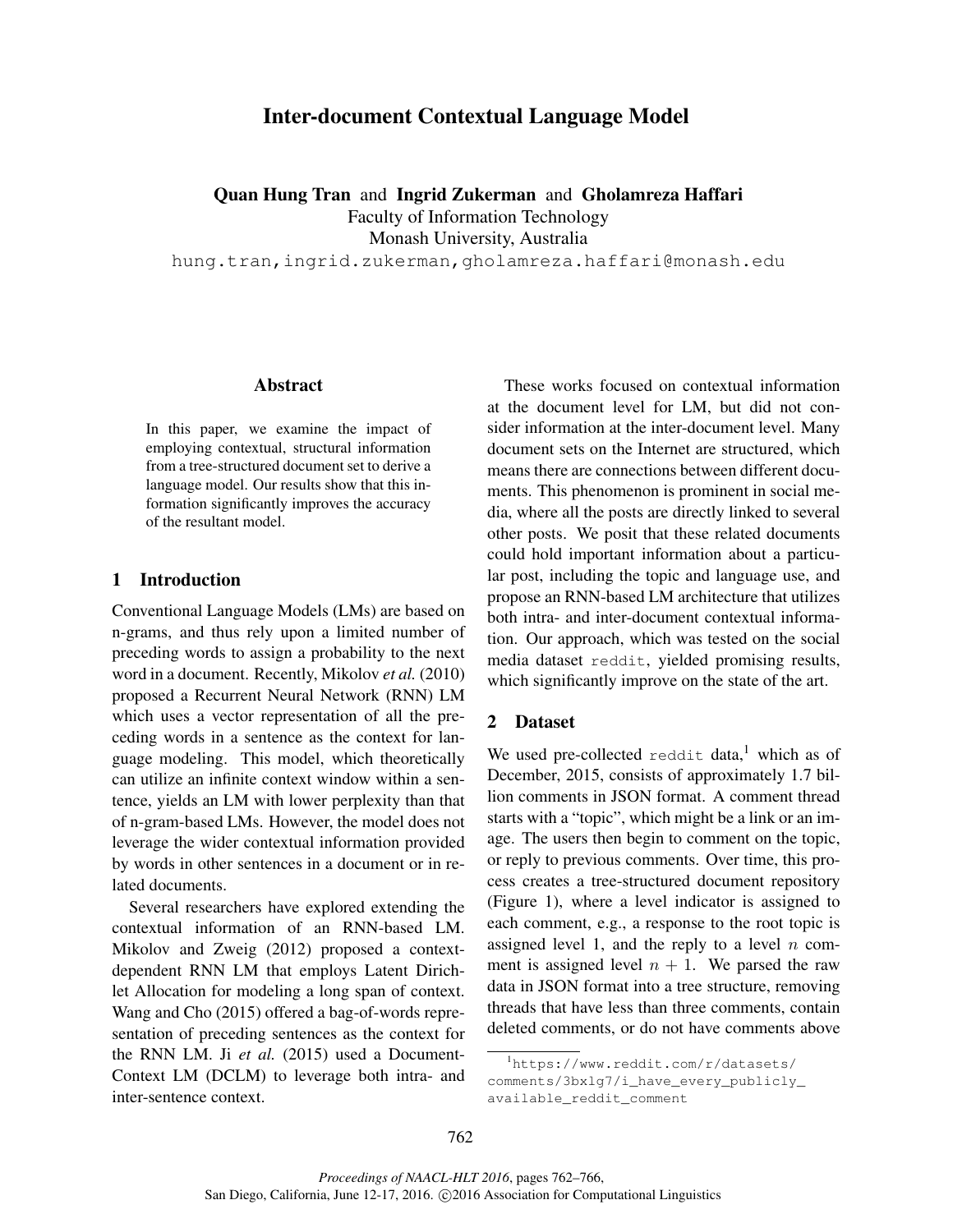# Inter-document Contextual Language Model

**Quan Hung Tran** and **Ingrid Zukerman** and **Gholamreza Haffari**
Faculty of Information Technology
Monash University, Australia
hung.tran,ingrid.zukerman,gholamreza.haffari@monash.edu

## Abstract

In this paper, we examine the impact of employing contextual, structural information from a tree-structured document set to derive a language model. Our results show that this information significantly improves the accuracy of the resultant model.

## 1 Introduction

Conventional Language Models (LMs) are based on n-grams, and thus rely upon a limited number of preceding words to assign a probability to the next word in a document. Recently, Mikolov *et al.* (2010) proposed a Recurrent Neural Network (RNN) LM which uses a vector representation of all the preceding words in a sentence as the context for language modeling. This model, which theoretically can utilize an infinite context window within a sentence, yields an LM with lower perplexity than that of n-gram-based LMs. However, the model does not leverage the wider contextual information provided by words in other sentences in a document or in related documents.

Several researchers have explored extending the contextual information of an RNN-based LM. Mikolov and Zweig (2012) proposed a context-dependent RNN LM that employs Latent Dirichlet Allocation for modeling a long span of context. Wang and Cho (2015) offered a bag-of-words representation of preceding sentences as the context for the RNN LM. Ji *et al.* (2015) used a Document-Context LM (DCLM) to leverage both intra- and inter-sentence context.

These works focused on contextual information at the document level for LM, but did not consider information at the inter-document level. Many document sets on the Internet are structured, which means there are connections between different documents. This phenomenon is prominent in social media, where all the posts are directly linked to several other posts. We posit that these related documents could hold important information about a particular post, including the topic and language use, and propose an RNN-based LM architecture that utilizes both intra- and inter-document contextual information. Our approach, which was tested on the social media dataset `reddit`, yielded promising results, which significantly improve on the state of the art.

## 2 Dataset

We used pre-collected `reddit` data,[1] which as of December, 2015, consists of approximately 1.7 billion comments in JSON format. A comment thread starts with a "topic", which might be a link or an image. The users then begin to comment on the topic, or reply to previous comments. Over time, this process creates a tree-structured document repository (Figure 1), where a level indicator is assigned to each comment, e.g., a response to the root topic is assigned level 1, and the reply to a level $n$ comment is assigned level $n+1$. We parsed the raw data in JSON format into a tree structure, removing threads that have less than three comments, contain deleted comments, or do not have comments above

[1] `https://www.reddit.com/r/datasets/comments/3bxlg7/i_have_every_publicly_available_reddit_comment`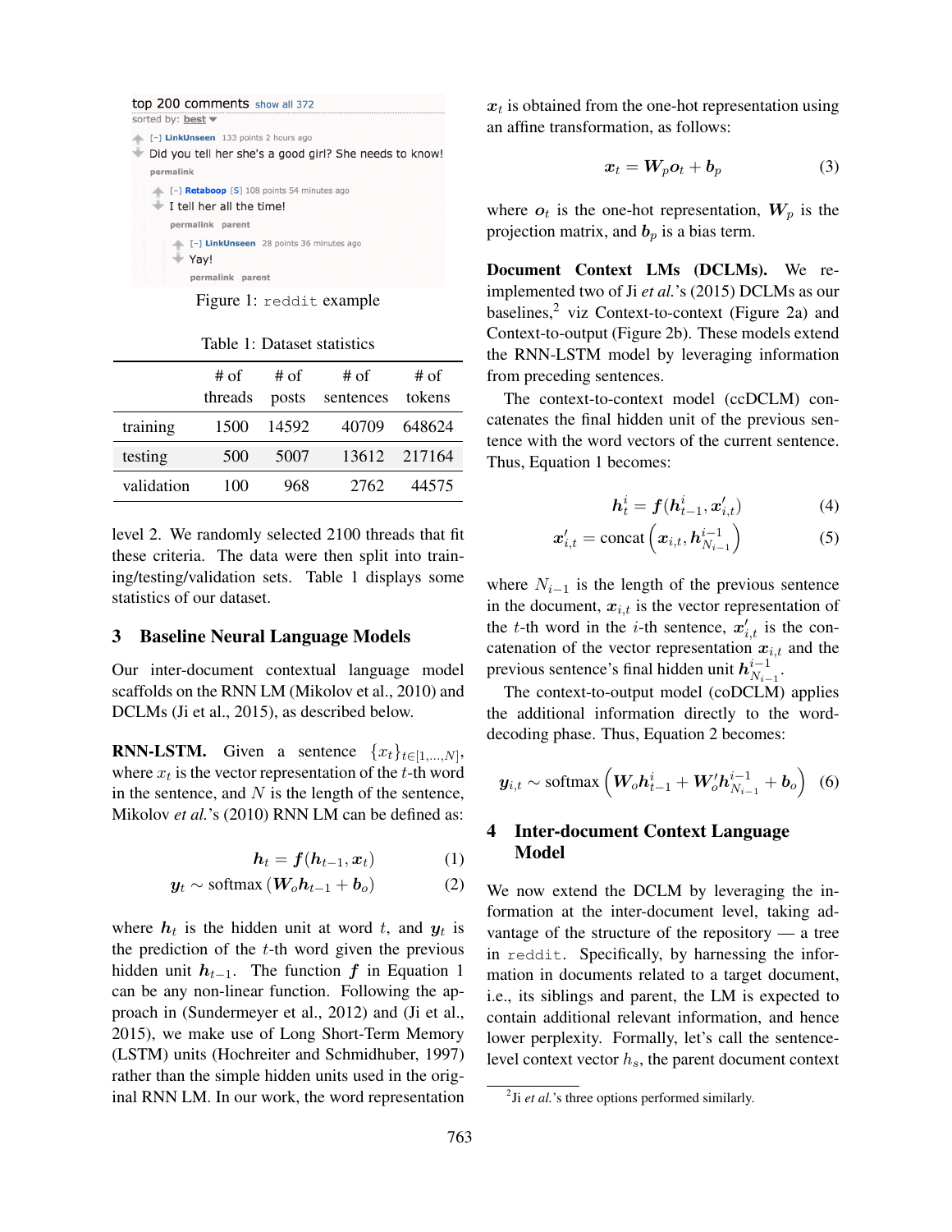top 200 comments show all 372
sorted by: best

[–] LinkUnseen 133 points 2 hours ago
Did you tell her she's a good girl? She needs to know!
permalink

[–] Retaboop [S] 108 points 54 minutes ago
I tell her all the time!
permalink parent

[–] LinkUnseen 28 points 36 minutes ago
Yay!
permalink parent

Figure 1: `reddit` example

Table 1: Dataset statistics

| | # of threads | # of posts | # of sentences | # of tokens |
|---|---|---|---|---|
| training | 1500 | 14592 | 40709 | 648624 |
| testing | 500 | 5007 | 13612 | 217164 |
| validation | 100 | 968 | 2762 | 44575 |

level 2. We randomly selected 2100 threads that fit these criteria. The data were then split into training/testing/validation sets. Table 1 displays some statistics of our dataset.

## 3 Baseline Neural Language Models

Our inter-document contextual language model scaffolds on the RNN LM (Mikolov et al., 2010) and DCLMs (Ji et al., 2015), as described below.

**RNN-LSTM.** Given a sentence $\{x_t\}_{t\in[1,\ldots,N]}$, where $x_t$ is the vector representation of the $t$-th word in the sentence, and $N$ is the length of the sentence, Mikolov *et al.*'s (2010) RNN LM can be defined as:

$$\boldsymbol{h}_t = \boldsymbol{f}(\boldsymbol{h}_{t-1}, \boldsymbol{x}_t) \tag{1}$$

$$\boldsymbol{y}_t \sim \text{softmax}\left(\boldsymbol{W}_o \boldsymbol{h}_{t-1} + \boldsymbol{b}_o\right) \tag{2}$$

where $\boldsymbol{h}_t$ is the hidden unit at word $t$, and $\boldsymbol{y}_t$ is the prediction of the $t$-th word given the previous hidden unit $\boldsymbol{h}_{t-1}$. The function $\boldsymbol{f}$ in Equation 1 can be any non-linear function. Following the approach in (Sundermeyer et al., 2012) and (Ji et al., 2015), we make use of Long Short-Term Memory (LSTM) units (Hochreiter and Schmidhuber, 1997) rather than the simple hidden units used in the original RNN LM. In our work, the word representation $\boldsymbol{x}_t$ is obtained from the one-hot representation using an affine transformation, as follows:

$$\boldsymbol{x}_t = \boldsymbol{W}_p \boldsymbol{o}_t + \boldsymbol{b}_p \tag{3}$$

where $\boldsymbol{o}_t$ is the one-hot representation, $\boldsymbol{W}_p$ is the projection matrix, and $\boldsymbol{b}_p$ is a bias term.

**Document Context LMs (DCLMs).** We re-implemented two of Ji *et al.*'s (2015) DCLMs as our baselines,[2] viz Context-to-context (Figure 2a) and Context-to-output (Figure 2b). These models extend the RNN-LSTM model by leveraging information from preceding sentences.

The context-to-context model (ccDCLM) concatenates the final hidden unit of the previous sentence with the word vectors of the current sentence. Thus, Equation 1 becomes:

$$\boldsymbol{h}_t^i = \boldsymbol{f}(\boldsymbol{h}_{t-1}^i, \boldsymbol{x}'_{i,t}) \tag{4}$$

$$\boldsymbol{x}'_{i,t} = \text{concat}\left(\boldsymbol{x}_{i,t}, \boldsymbol{h}_{N_{i-1}}^{i-1}\right) \tag{5}$$

where $N_{i-1}$ is the length of the previous sentence in the document, $\boldsymbol{x}_{i,t}$ is the vector representation of the $t$-th word in the $i$-th sentence, $\boldsymbol{x}'_{i,t}$ is the concatenation of the vector representation $\boldsymbol{x}_{i,t}$ and the previous sentence's final hidden unit $\boldsymbol{h}_{N_{i-1}}^{i-1}$.

The context-to-output model (coDCLM) applies the additional information directly to the word-decoding phase. Thus, Equation 2 becomes:

$$\boldsymbol{y}_{i,t} \sim \text{softmax}\left(\boldsymbol{W}_o \boldsymbol{h}_{t-1}^i + \boldsymbol{W}'_o \boldsymbol{h}_{N_{i-1}}^{i-1} + \boldsymbol{b}_o\right) \tag{6}$$

## 4 Inter-document Context Language Model

We now extend the DCLM by leveraging the information at the inter-document level, taking advantage of the structure of the repository — a tree in `reddit`. Specifically, by harnessing the information in documents related to a target document, i.e., its siblings and parent, the LM is expected to contain additional relevant information, and hence lower perplexity. Formally, let's call the sentence-level context vector $h_s$, the parent document context

[2] Ji *et al.*'s three options performed similarly.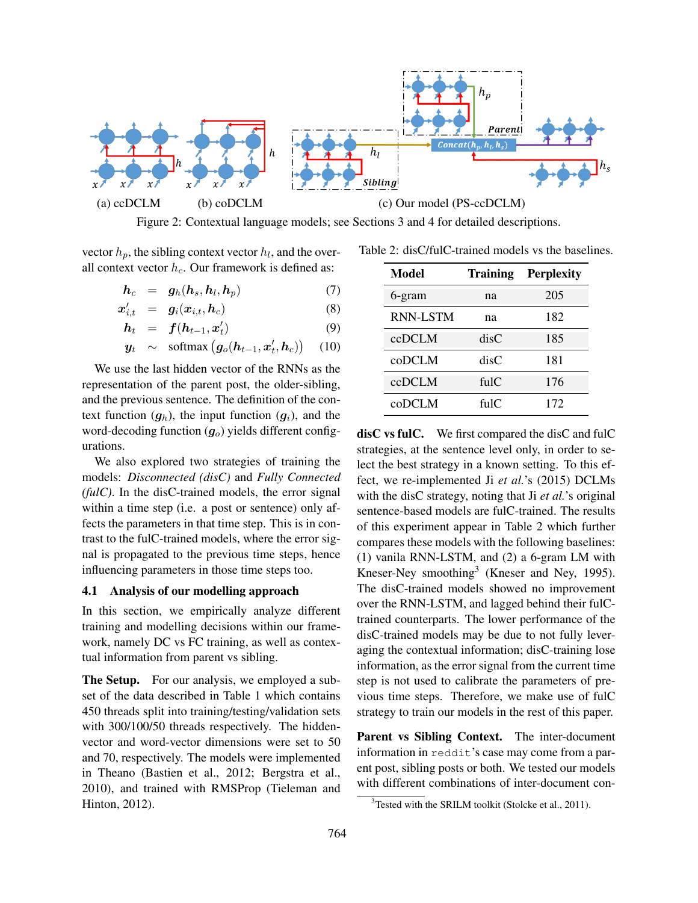(a) ccDCLM (b) coDCLM (c) Our model (PS-ccDCLM)

Figure 2: Contextual language models; see Sections 3 and 4 for detailed descriptions.

vector $h_p$, the sibling context vector $h_l$, and the overall context vector $h_c$. Our framework is defined as:

$$\boldsymbol{h}_c = \boldsymbol{g}_h(\boldsymbol{h}_s, \boldsymbol{h}_l, \boldsymbol{h}_p) \quad (7)$$

$$\boldsymbol{x}'_{i,t} = \boldsymbol{g}_i(\boldsymbol{x}_{i,t}, \boldsymbol{h}_c) \quad (8)$$

$$\boldsymbol{h}_t = \boldsymbol{f}(\boldsymbol{h}_{t-1}, \boldsymbol{x}'_t) \quad (9)$$

$$\boldsymbol{y}_t \sim \text{softmax}\left(\boldsymbol{g}_o(\boldsymbol{h}_{t-1}, \boldsymbol{x}'_t, \boldsymbol{h}_c)\right) \quad (10)$$

We use the last hidden vector of the RNNs as the representation of the parent post, the older-sibling, and the previous sentence. The definition of the context function ($\boldsymbol{g}_h$), the input function ($\boldsymbol{g}_i$), and the word-decoding function ($\boldsymbol{g}_o$) yields different configurations.

We also explored two strategies of training the models: *Disconnected (disC)* and *Fully Connected (fulC)*. In the disC-trained models, the error signal within a time step (i.e. a post or sentence) only affects the parameters in that time step. This is in contrast to the fulC-trained models, where the error signal is propagated to the previous time steps, hence influencing parameters in those time steps too.

### 4.1 Analysis of our modelling approach

In this section, we empirically analyze different training and modelling decisions within our framework, namely DC vs FC training, as well as contextual information from parent vs sibling.

**The Setup.** For our analysis, we employed a subset of the data described in Table 1 which contains 450 threads split into training/testing/validation sets with 300/100/50 threads respectively. The hidden-vector and word-vector dimensions were set to 50 and 70, respectively. The models were implemented in Theano (Bastien et al., 2012; Bergstra et al., 2010), and trained with RMSProp (Tieleman and Hinton, 2012).

Table 2: disC/fulC-trained models vs the baselines.

| Model | Training | Perplexity |
|---|---|---|
| 6-gram | na | 205 |
| RNN-LSTM | na | 182 |
| ccDCLM | disC | 185 |
| coDCLM | disC | 181 |
| ccDCLM | fulC | 176 |
| coDCLM | fulC | 172 |

**disC vs fulC.** We first compared the disC and fulC strategies, at the sentence level only, in order to select the best strategy in a known setting. To this effect, we re-implemented Ji *et al.*'s (2015) DCLMs with the disC strategy, noting that Ji *et al.*'s original sentence-based models are fulC-trained. The results of this experiment appear in Table 2 which further compares these models with the following baselines: (1) vanila RNN-LSTM, and (2) a 6-gram LM with Kneser-Ney smoothing[3] (Kneser and Ney, 1995). The disC-trained models showed no improvement over the RNN-LSTM, and lagged behind their fulC-trained counterparts. The lower performance of the disC-trained models may be due to not fully leveraging the contextual information; disC-training lose information, as the error signal from the current time step is not used to calibrate the parameters of previous time steps. Therefore, we make use of fulC strategy to train our models in the rest of this paper.

**Parent vs Sibling Context.** The inter-document information in `reddit`'s case may come from a parent post, sibling posts or both. We tested our models with different combinations of inter-document con-

[3]Tested with the SRILM toolkit (Stolcke et al., 2011).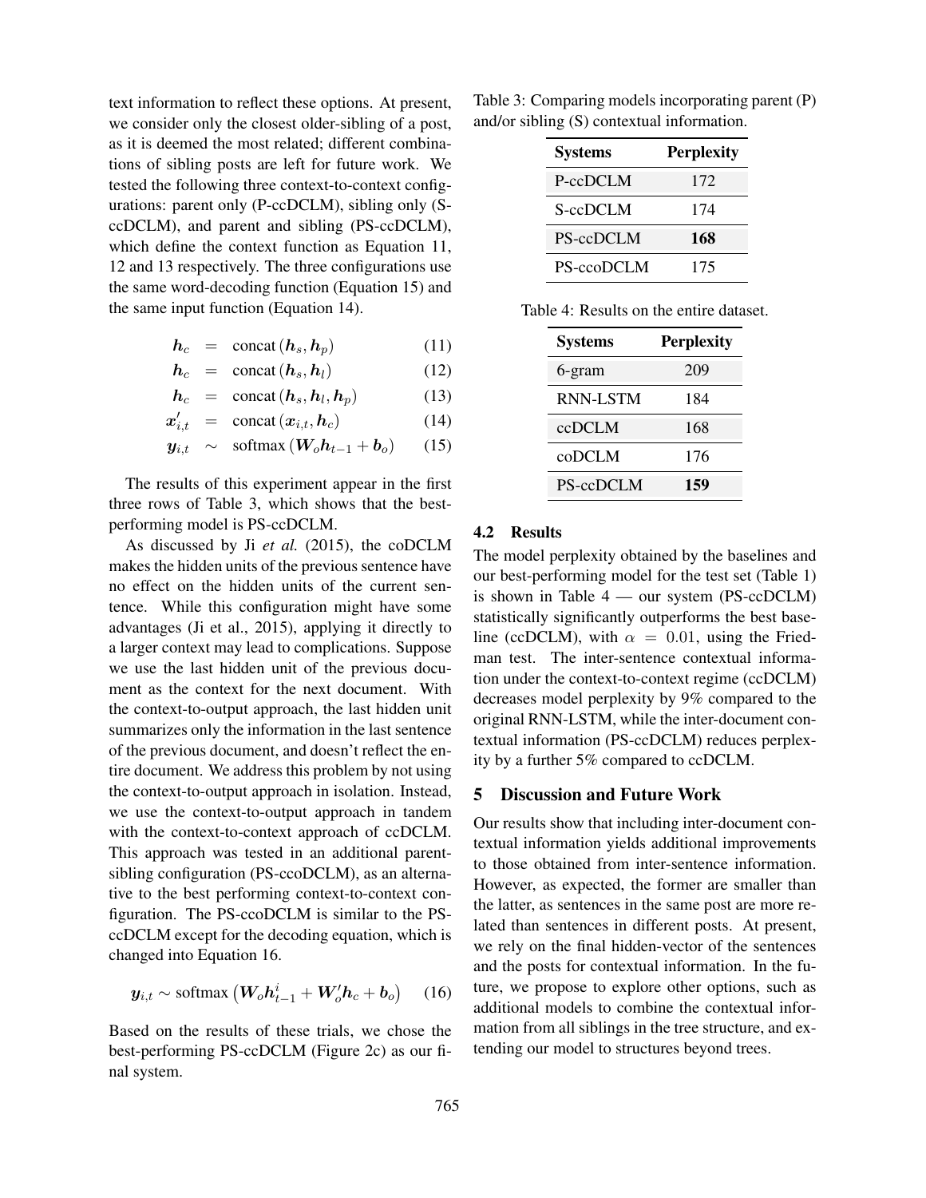text information to reflect these options. At present, we consider only the closest older-sibling of a post, as it is deemed the most related; different combinations of sibling posts are left for future work. We tested the following three context-to-context configurations: parent only (P-ccDCLM), sibling only (S-ccDCLM), and parent and sibling (PS-ccDCLM), which define the context function as Equation 11, 12 and 13 respectively. The three configurations use the same word-decoding function (Equation 15) and the same input function (Equation 14).

$$\boldsymbol{h}_c = \text{concat}\left(\boldsymbol{h}_s, \boldsymbol{h}_p\right) \tag{11}$$

$$\boldsymbol{h}_c = \text{concat}\left(\boldsymbol{h}_s, \boldsymbol{h}_l\right) \tag{12}$$

$$\boldsymbol{h}_c = \text{concat}\left(\boldsymbol{h}_s, \boldsymbol{h}_l, \boldsymbol{h}_p\right) \tag{13}$$

$$\boldsymbol{x}'_{i,t} = \text{concat}\left(\boldsymbol{x}_{i,t}, \boldsymbol{h}_c\right) \tag{14}$$

$$\boldsymbol{y}_{i,t} \sim \text{softmax}\left(\boldsymbol{W}_o \boldsymbol{h}_{t-1} + \boldsymbol{b}_o\right) \tag{15}$$

The results of this experiment appear in the first three rows of Table 3, which shows that the best-performing model is PS-ccDCLM.

As discussed by Ji *et al.* (2015), the coDCLM makes the hidden units of the previous sentence have no effect on the hidden units of the current sentence. While this configuration might have some advantages (Ji et al., 2015), applying it directly to a larger context may lead to complications. Suppose we use the last hidden unit of the previous document as the context for the next document. With the context-to-output approach, the last hidden unit summarizes only the information in the last sentence of the previous document, and doesn't reflect the entire document. We address this problem by not using the context-to-output approach in isolation. Instead, we use the context-to-output approach in tandem with the context-to-context approach of ccDCLM. This approach was tested in an additional parent-sibling configuration (PS-ccoDCLM), as an alternative to the best performing context-to-context configuration. The PS-ccoDCLM is similar to the PS-ccDCLM except for the decoding equation, which is changed into Equation 16.

$$\boldsymbol{y}_{i,t} \sim \text{softmax}\left(\boldsymbol{W}_o \boldsymbol{h}^i_{t-1} + \boldsymbol{W}'_o \boldsymbol{h}_c + \boldsymbol{b}_o\right) \tag{16}$$

Based on the results of these trials, we chose the best-performing PS-ccDCLM (Figure 2c) as our final system.

Table 3: Comparing models incorporating parent (P) and/or sibling (S) contextual information.

| Systems | Perplexity |
|---|---|
| P-ccDCLM | 172 |
| S-ccDCLM | 174 |
| PS-ccDCLM | **168** |
| PS-ccoDCLM | 175 |

Table 4: Results on the entire dataset.

| Systems | Perplexity |
|---|---|
| 6-gram | 209 |
| RNN-LSTM | 184 |
| ccDCLM | 168 |
| coDCLM | 176 |
| PS-ccDCLM | **159** |

### 4.2 Results

The model perplexity obtained by the baselines and our best-performing model for the test set (Table 1) is shown in Table 4 — our system (PS-ccDCLM) statistically significantly outperforms the best baseline (ccDCLM), with $\alpha = 0.01$, using the Friedman test. The inter-sentence contextual information under the context-to-context regime (ccDCLM) decreases model perplexity by 9% compared to the original RNN-LSTM, while the inter-document contextual information (PS-ccDCLM) reduces perplexity by a further 5% compared to ccDCLM.

## 5 Discussion and Future Work

Our results show that including inter-document contextual information yields additional improvements to those obtained from inter-sentence information. However, as expected, the former are smaller than the latter, as sentences in the same post are more related than sentences in different posts. At present, we rely on the final hidden-vector of the sentences and the posts for contextual information. In the future, we propose to explore other options, such as additional models to combine the contextual information from all siblings in the tree structure, and extending our model to structures beyond trees.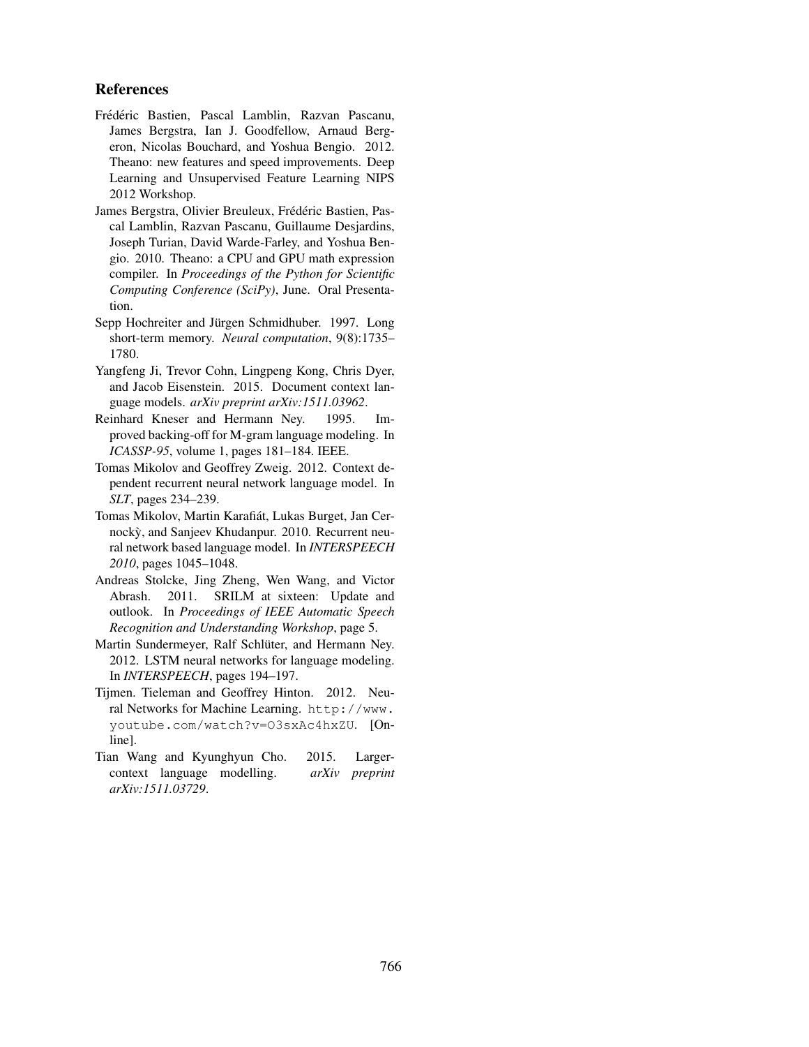## References

Frédéric Bastien, Pascal Lamblin, Razvan Pascanu, James Bergstra, Ian J. Goodfellow, Arnaud Bergeron, Nicolas Bouchard, and Yoshua Bengio. 2012. Theano: new features and speed improvements. Deep Learning and Unsupervised Feature Learning NIPS 2012 Workshop.

James Bergstra, Olivier Breuleux, Frédéric Bastien, Pascal Lamblin, Razvan Pascanu, Guillaume Desjardins, Joseph Turian, David Warde-Farley, and Yoshua Bengio. 2010. Theano: a CPU and GPU math expression compiler. In *Proceedings of the Python for Scientific Computing Conference (SciPy)*, June. Oral Presentation.

Sepp Hochreiter and Jürgen Schmidhuber. 1997. Long short-term memory. *Neural computation*, 9(8):1735–1780.

Yangfeng Ji, Trevor Cohn, Lingpeng Kong, Chris Dyer, and Jacob Eisenstein. 2015. Document context language models. *arXiv preprint arXiv:1511.03962*.

Reinhard Kneser and Hermann Ney. 1995. Improved backing-off for M-gram language modeling. In *ICASSP-95*, volume 1, pages 181–184. IEEE.

Tomas Mikolov and Geoffrey Zweig. 2012. Context dependent recurrent neural network language model. In *SLT*, pages 234–239.

Tomas Mikolov, Martin Karafiát, Lukas Burget, Jan Cernockỳ, and Sanjeev Khudanpur. 2010. Recurrent neural network based language model. In *INTERSPEECH 2010*, pages 1045–1048.

Andreas Stolcke, Jing Zheng, Wen Wang, and Victor Abrash. 2011. SRILM at sixteen: Update and outlook. In *Proceedings of IEEE Automatic Speech Recognition and Understanding Workshop*, page 5.

Martin Sundermeyer, Ralf Schlüter, and Hermann Ney. 2012. LSTM neural networks for language modeling. In *INTERSPEECH*, pages 194–197.

Tijmen. Tieleman and Geoffrey Hinton. 2012. Neural Networks for Machine Learning. `http://www.youtube.com/watch?v=O3sxAc4hxZU`. [Online].

Tian Wang and Kyunghyun Cho. 2015. Larger-context language modelling. *arXiv preprint arXiv:1511.03729*.